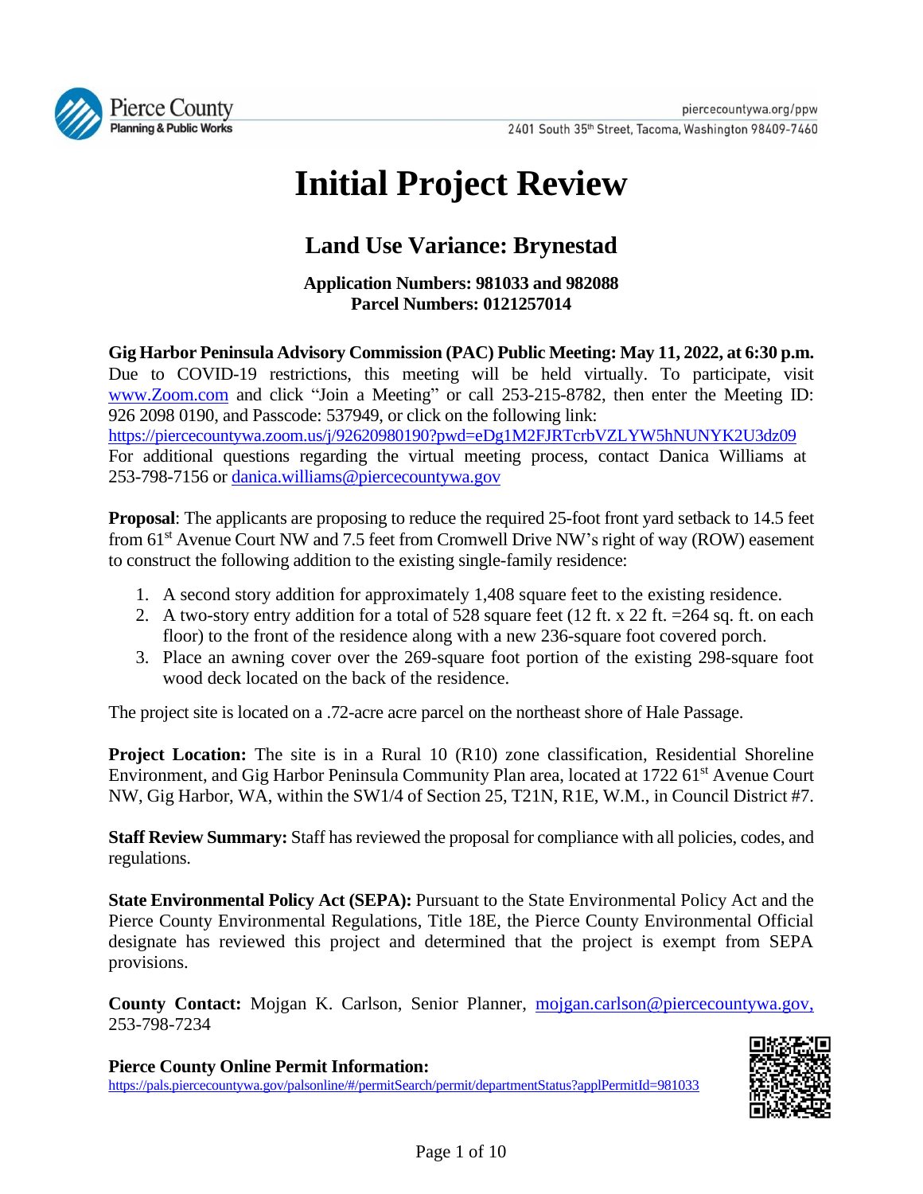Pierce County Planning & Public Works

piercecountywa.org/ppw
2401 South 35th Street, Tacoma, Washington 98409-7460

# Initial Project Review

## Land Use Variance: Brynestad

**Application Numbers: 981033 and 982088**
**Parcel Numbers: 0121257014**

**Gig Harbor Peninsula Advisory Commission (PAC) Public Meeting: May 11, 2022, at 6:30 p.m.** Due to COVID-19 restrictions, this meeting will be held virtually. To participate, visit www.Zoom.com and click "Join a Meeting" or call 253-215-8782, then enter the Meeting ID: 926 2098 0190, and Passcode: 537949, or click on the following link: https://piercecountywa.zoom.us/j/92620980190?pwd=eDg1M2FJRTcrbVZLYW5hNUNYK2U3dz09 For additional questions regarding the virtual meeting process, contact Danica Williams at 253-798-7156 or danica.williams@piercecountywa.gov

**Proposal**: The applicants are proposing to reduce the required 25-foot front yard setback to 14.5 feet from 61st Avenue Court NW and 7.5 feet from Cromwell Drive NW's right of way (ROW) easement to construct the following addition to the existing single-family residence:

1. A second story addition for approximately 1,408 square feet to the existing residence.
2. A two-story entry addition for a total of 528 square feet (12 ft. x 22 ft. =264 sq. ft. on each floor) to the front of the residence along with a new 236-square foot covered porch.
3. Place an awning cover over the 269-square foot portion of the existing 298-square foot wood deck located on the back of the residence.

The project site is located on a .72-acre acre parcel on the northeast shore of Hale Passage.

**Project Location:** The site is in a Rural 10 (R10) zone classification, Residential Shoreline Environment, and Gig Harbor Peninsula Community Plan area, located at 1722 61st Avenue Court NW, Gig Harbor, WA, within the SW1/4 of Section 25, T21N, R1E, W.M., in Council District #7.

**Staff Review Summary:** Staff has reviewed the proposal for compliance with all policies, codes, and regulations.

**State Environmental Policy Act (SEPA):** Pursuant to the State Environmental Policy Act and the Pierce County Environmental Regulations, Title 18E, the Pierce County Environmental Official designate has reviewed this project and determined that the project is exempt from SEPA provisions.

**County Contact:** Mojgan K. Carlson, Senior Planner, mojgan.carlson@piercecountywa.gov, 253-798-7234

**Pierce County Online Permit Information:**
https://pals.piercecountywa.gov/palsonline/#/permitSearch/permit/departmentStatus?applPermitId=981033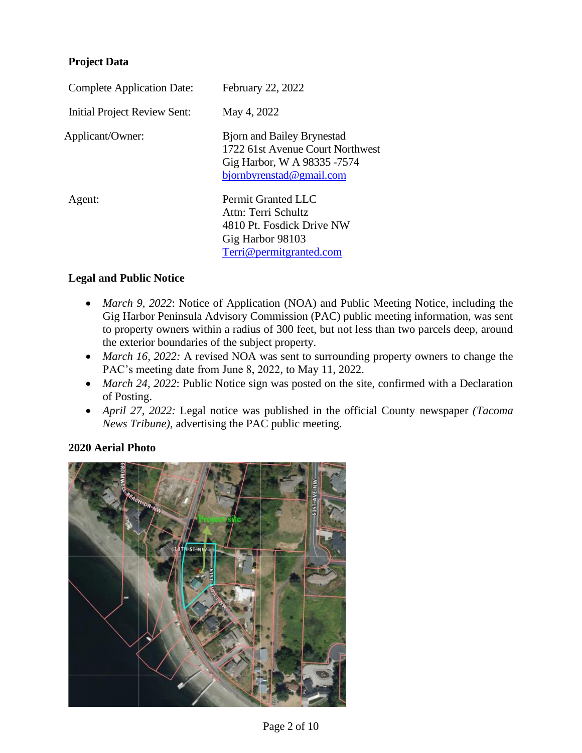**Project Data**

| | |
|---|---|
| Complete Application Date: | February 22, 2022 |
| Initial Project Review Sent: | May 4, 2022 |
| Applicant/Owner: | Bjorn and Bailey Brynestad<br>1722 61st Avenue Court Northwest<br>Gig Harbor, W A 98335 -7574<br>bjornbyrenstad@gmail.com |
| Agent: | Permit Granted LLC<br>Attn: Terri Schultz<br>4810 Pt. Fosdick Drive NW<br>Gig Harbor 98103<br>Terri@permitgranted.com |

**Legal and Public Notice**

- *March 9, 2022*: Notice of Application (NOA) and Public Meeting Notice, including the Gig Harbor Peninsula Advisory Commission (PAC) public meeting information, was sent to property owners within a radius of 300 feet, but not less than two parcels deep, around the exterior boundaries of the subject property.
- *March 16, 2022:* A revised NOA was sent to surrounding property owners to change the PAC's meeting date from June 8, 2022, to May 11, 2022.
- *March 24, 2022*: Public Notice sign was posted on the site, confirmed with a Declaration of Posting.
- *April 27, 2022:* Legal notice was published in the official County newspaper *(Tacoma News Tribune)*, advertising the PAC public meeting.

**2020 Aerial Photo**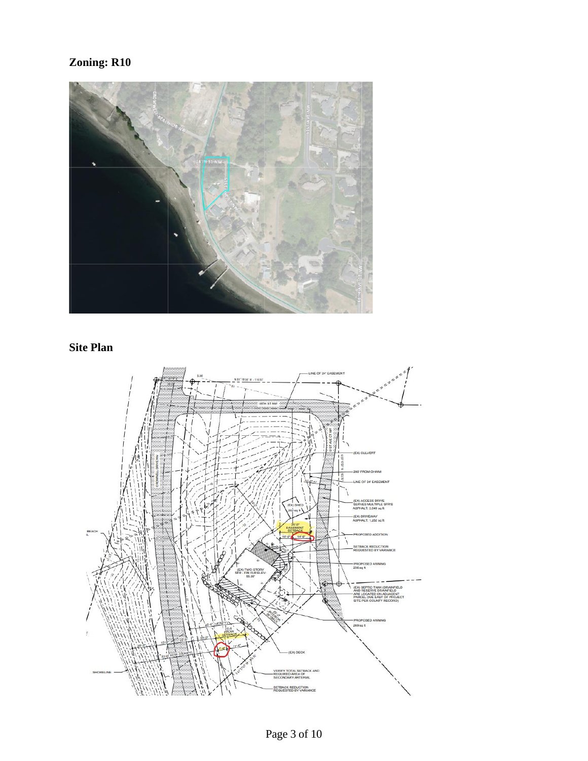## Zoning: R10

## Site Plan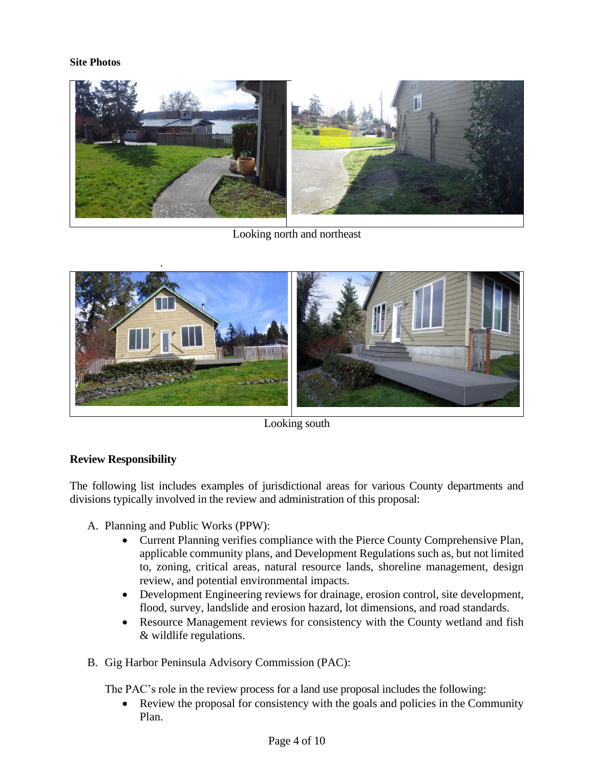**Site Photos**

Looking north and northeast

Looking south

**Review Responsibility**

The following list includes examples of jurisdictional areas for various County departments and divisions typically involved in the review and administration of this proposal:

A. Planning and Public Works (PPW):
    - Current Planning verifies compliance with the Pierce County Comprehensive Plan, applicable community plans, and Development Regulations such as, but not limited to, zoning, critical areas, natural resource lands, shoreline management, design review, and potential environmental impacts.
    - Development Engineering reviews for drainage, erosion control, site development, flood, survey, landslide and erosion hazard, lot dimensions, and road standards.
    - Resource Management reviews for consistency with the County wetland and fish & wildlife regulations.

B. Gig Harbor Peninsula Advisory Commission (PAC):

   The PAC's role in the review process for a land use proposal includes the following:
    - Review the proposal for consistency with the goals and policies in the Community Plan.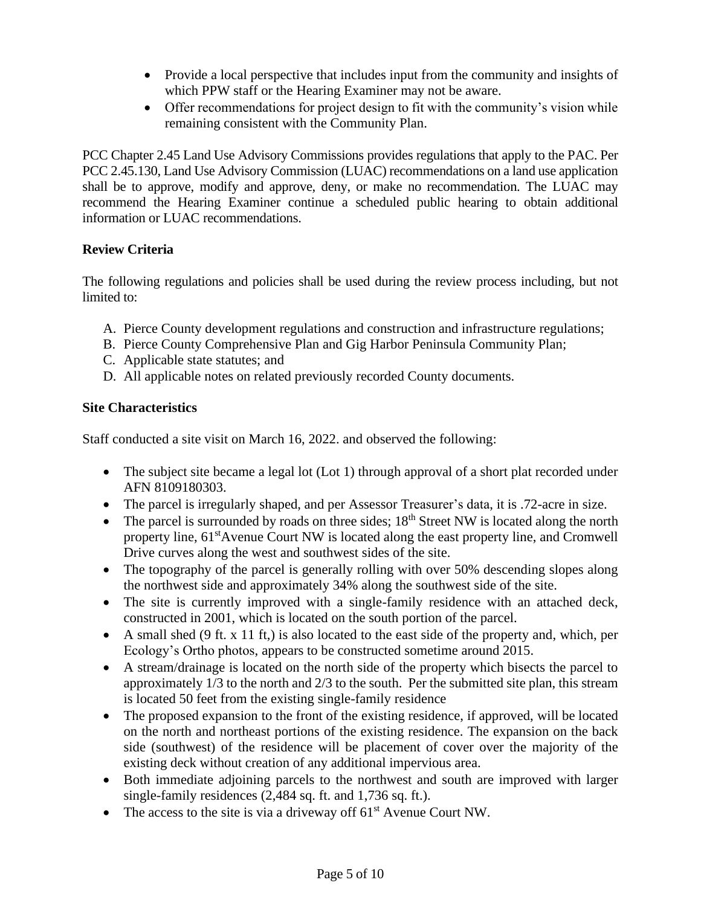- Provide a local perspective that includes input from the community and insights of which PPW staff or the Hearing Examiner may not be aware.
- Offer recommendations for project design to fit with the community's vision while remaining consistent with the Community Plan.

PCC Chapter 2.45 Land Use Advisory Commissions provides regulations that apply to the PAC. Per PCC 2.45.130, Land Use Advisory Commission (LUAC) recommendations on a land use application shall be to approve, modify and approve, deny, or make no recommendation. The LUAC may recommend the Hearing Examiner continue a scheduled public hearing to obtain additional information or LUAC recommendations.

**Review Criteria**

The following regulations and policies shall be used during the review process including, but not limited to:

A. Pierce County development regulations and construction and infrastructure regulations;
B. Pierce County Comprehensive Plan and Gig Harbor Peninsula Community Plan;
C. Applicable state statutes; and
D. All applicable notes on related previously recorded County documents.

**Site Characteristics**

Staff conducted a site visit on March 16, 2022. and observed the following:

- The subject site became a legal lot (Lot 1) through approval of a short plat recorded under AFN 8109180303.
- The parcel is irregularly shaped, and per Assessor Treasurer's data, it is .72-acre in size.
- The parcel is surrounded by roads on three sides; 18th Street NW is located along the north property line, 61st Avenue Court NW is located along the east property line, and Cromwell Drive curves along the west and southwest sides of the site.
- The topography of the parcel is generally rolling with over 50% descending slopes along the northwest side and approximately 34% along the southwest side of the site.
- The site is currently improved with a single-family residence with an attached deck, constructed in 2001, which is located on the south portion of the parcel.
- A small shed (9 ft. x 11 ft,) is also located to the east side of the property and, which, per Ecology's Ortho photos, appears to be constructed sometime around 2015.
- A stream/drainage is located on the north side of the property which bisects the parcel to approximately 1/3 to the north and 2/3 to the south. Per the submitted site plan, this stream is located 50 feet from the existing single-family residence
- The proposed expansion to the front of the existing residence, if approved, will be located on the north and northeast portions of the existing residence. The expansion on the back side (southwest) of the residence will be placement of cover over the majority of the existing deck without creation of any additional impervious area.
- Both immediate adjoining parcels to the northwest and south are improved with larger single-family residences (2,484 sq. ft. and 1,736 sq. ft.).
- The access to the site is via a driveway off 61st Avenue Court NW.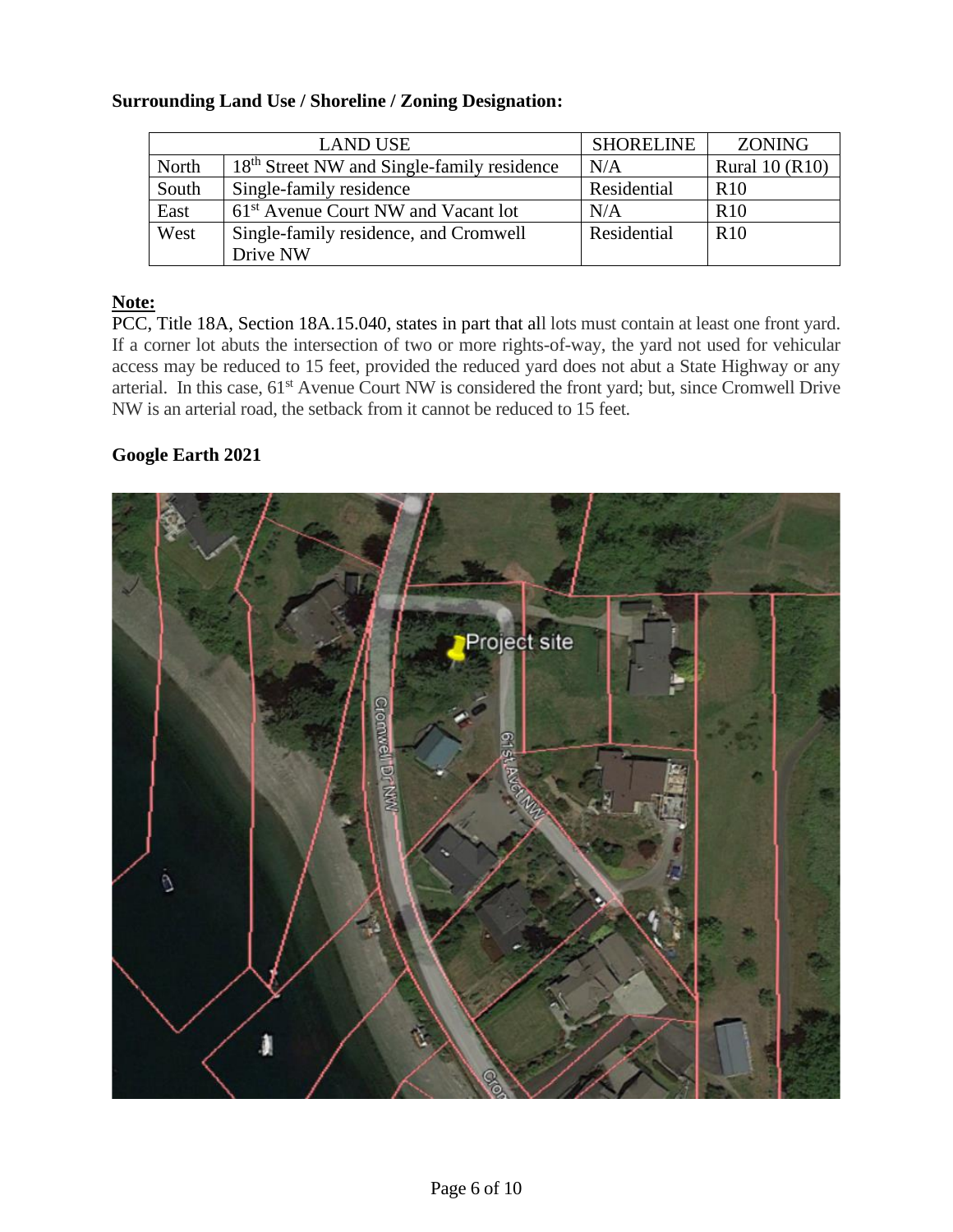**Surrounding Land Use / Shoreline / Zoning Designation:**

| LAND USE | | SHORELINE | ZONING |
|---|---|---|---|
| North | 18th Street NW and Single-family residence | N/A | Rural 10 (R10) |
| South | Single-family residence | Residential | R10 |
| East | 61st Avenue Court NW and Vacant lot | N/A | R10 |
| West | Single-family residence, and Cromwell Drive NW | Residential | R10 |

**Note:**

PCC, Title 18A, Section 18A.15.040, states in part that all lots must contain at least one front yard. If a corner lot abuts the intersection of two or more rights-of-way, the yard not used for vehicular access may be reduced to 15 feet, provided the reduced yard does not abut a State Highway or any arterial. In this case, 61st Avenue Court NW is considered the front yard; but, since Cromwell Drive NW is an arterial road, the setback from it cannot be reduced to 15 feet.

**Google Earth 2021**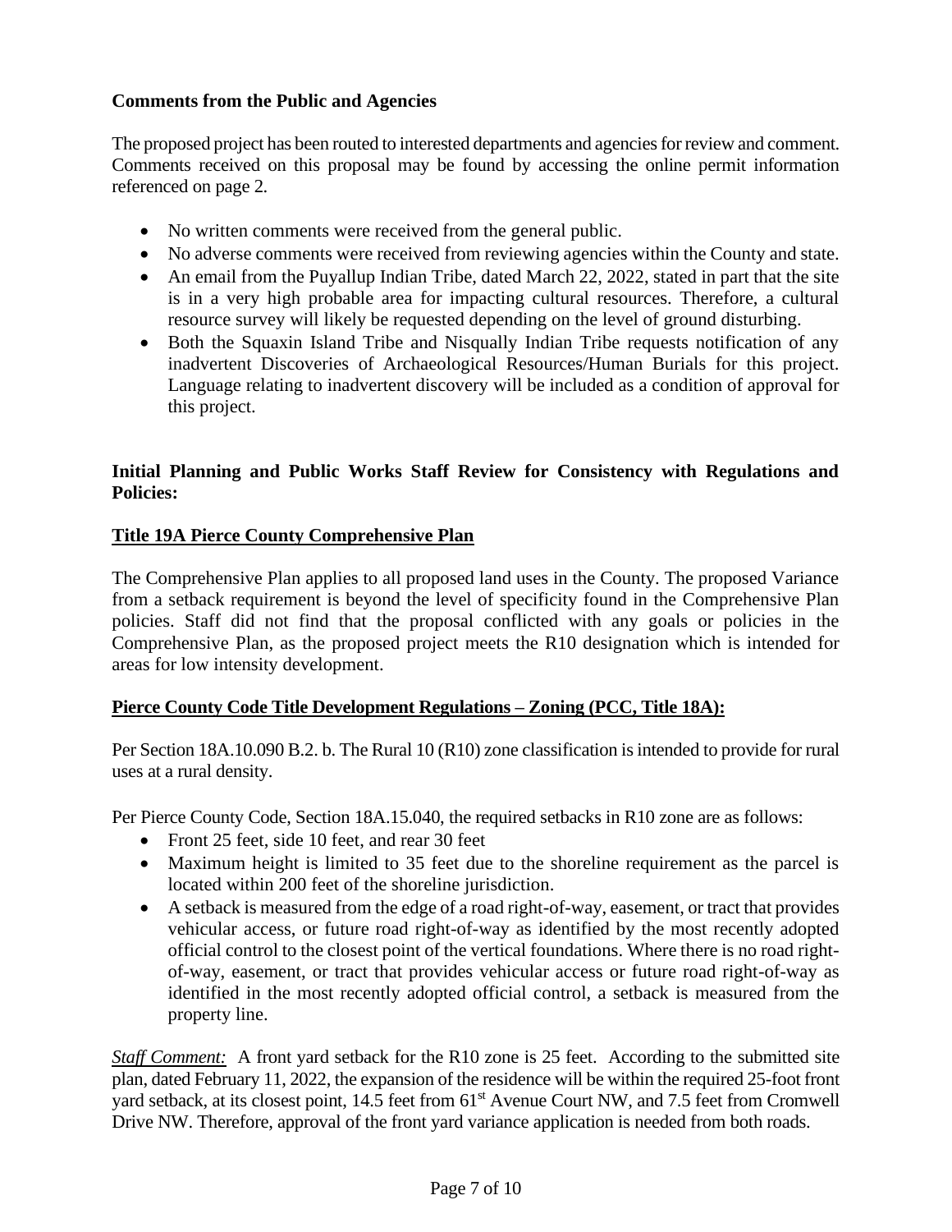**Comments from the Public and Agencies**

The proposed project has been routed to interested departments and agencies for review and comment. Comments received on this proposal may be found by accessing the online permit information referenced on page 2.

- No written comments were received from the general public.
- No adverse comments were received from reviewing agencies within the County and state.
- An email from the Puyallup Indian Tribe, dated March 22, 2022, stated in part that the site is in a very high probable area for impacting cultural resources. Therefore, a cultural resource survey will likely be requested depending on the level of ground disturbing.
- Both the Squaxin Island Tribe and Nisqually Indian Tribe requests notification of any inadvertent Discoveries of Archaeological Resources/Human Burials for this project. Language relating to inadvertent discovery will be included as a condition of approval for this project.

**Initial Planning and Public Works Staff Review for Consistency with Regulations and Policies:**

**Title 19A Pierce County Comprehensive Plan**

The Comprehensive Plan applies to all proposed land uses in the County. The proposed Variance from a setback requirement is beyond the level of specificity found in the Comprehensive Plan policies. Staff did not find that the proposal conflicted with any goals or policies in the Comprehensive Plan, as the proposed project meets the R10 designation which is intended for areas for low intensity development.

**Pierce County Code Title Development Regulations – Zoning (PCC, Title 18A):**

Per Section 18A.10.090 B.2. b. The Rural 10 (R10) zone classification is intended to provide for rural uses at a rural density.

Per Pierce County Code, Section 18A.15.040, the required setbacks in R10 zone are as follows:

- Front 25 feet, side 10 feet, and rear 30 feet
- Maximum height is limited to 35 feet due to the shoreline requirement as the parcel is located within 200 feet of the shoreline jurisdiction.
- A setback is measured from the edge of a road right-of-way, easement, or tract that provides vehicular access, or future road right-of-way as identified by the most recently adopted official control to the closest point of the vertical foundations. Where there is no road right-of-way, easement, or tract that provides vehicular access or future road right-of-way as identified in the most recently adopted official control, a setback is measured from the property line.

*Staff Comment:* A front yard setback for the R10 zone is 25 feet. According to the submitted site plan, dated February 11, 2022, the expansion of the residence will be within the required 25-foot front yard setback, at its closest point, 14.5 feet from 61st Avenue Court NW, and 7.5 feet from Cromwell Drive NW. Therefore, approval of the front yard variance application is needed from both roads.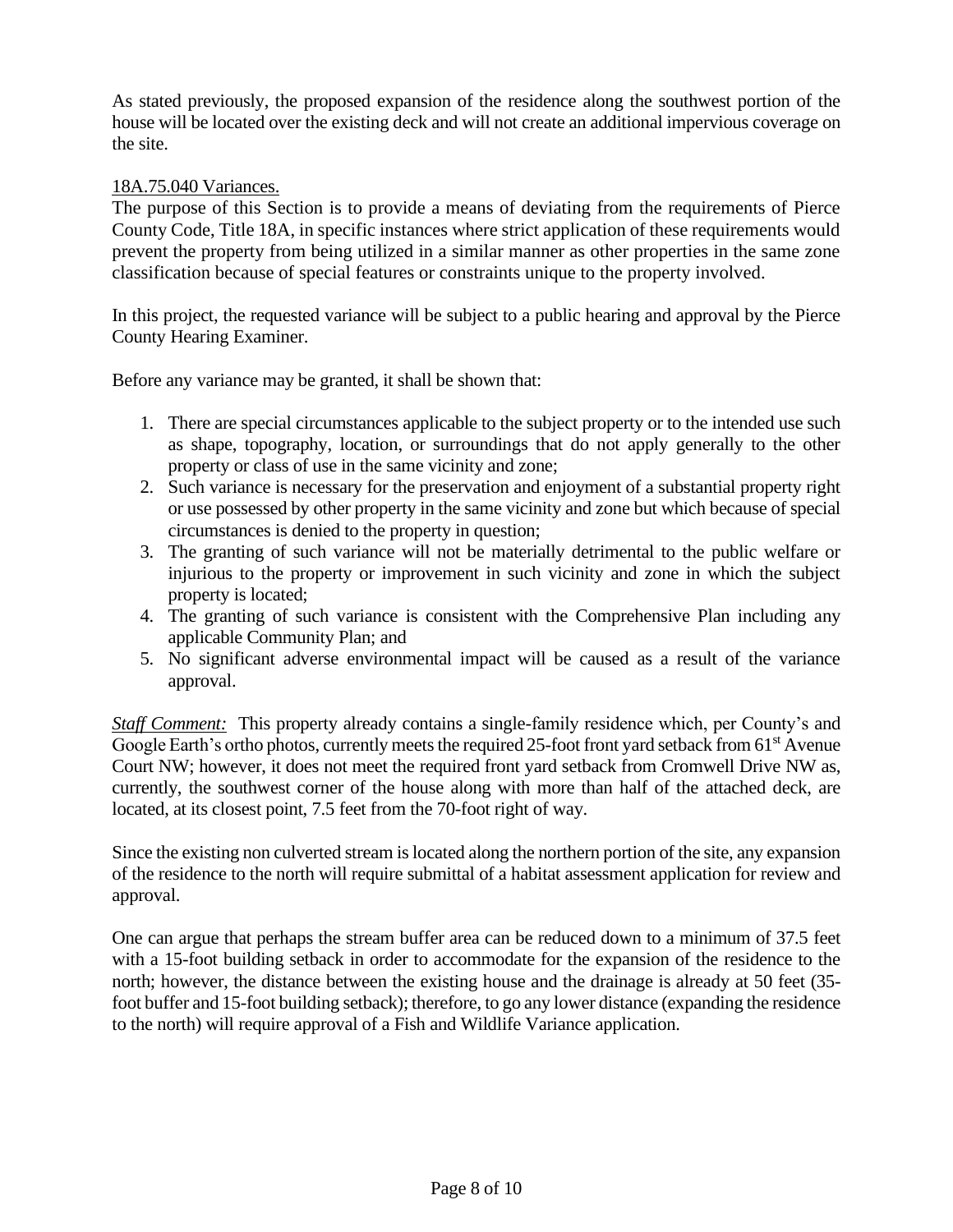As stated previously, the proposed expansion of the residence along the southwest portion of the house will be located over the existing deck and will not create an additional impervious coverage on the site.

18A.75.040 Variances.

The purpose of this Section is to provide a means of deviating from the requirements of Pierce County Code, Title 18A, in specific instances where strict application of these requirements would prevent the property from being utilized in a similar manner as other properties in the same zone classification because of special features or constraints unique to the property involved.

In this project, the requested variance will be subject to a public hearing and approval by the Pierce County Hearing Examiner.

Before any variance may be granted, it shall be shown that:

1. There are special circumstances applicable to the subject property or to the intended use such as shape, topography, location, or surroundings that do not apply generally to the other property or class of use in the same vicinity and zone;
2. Such variance is necessary for the preservation and enjoyment of a substantial property right or use possessed by other property in the same vicinity and zone but which because of special circumstances is denied to the property in question;
3. The granting of such variance will not be materially detrimental to the public welfare or injurious to the property or improvement in such vicinity and zone in which the subject property is located;
4. The granting of such variance is consistent with the Comprehensive Plan including any applicable Community Plan; and
5. No significant adverse environmental impact will be caused as a result of the variance approval.

*Staff Comment:* This property already contains a single-family residence which, per County's and Google Earth's ortho photos, currently meets the required 25-foot front yard setback from 61st Avenue Court NW; however, it does not meet the required front yard setback from Cromwell Drive NW as, currently, the southwest corner of the house along with more than half of the attached deck, are located, at its closest point, 7.5 feet from the 70-foot right of way.

Since the existing non culverted stream is located along the northern portion of the site, any expansion of the residence to the north will require submittal of a habitat assessment application for review and approval.

One can argue that perhaps the stream buffer area can be reduced down to a minimum of 37.5 feet with a 15-foot building setback in order to accommodate for the expansion of the residence to the north; however, the distance between the existing house and the drainage is already at 50 feet (35-foot buffer and 15-foot building setback); therefore, to go any lower distance (expanding the residence to the north) will require approval of a Fish and Wildlife Variance application.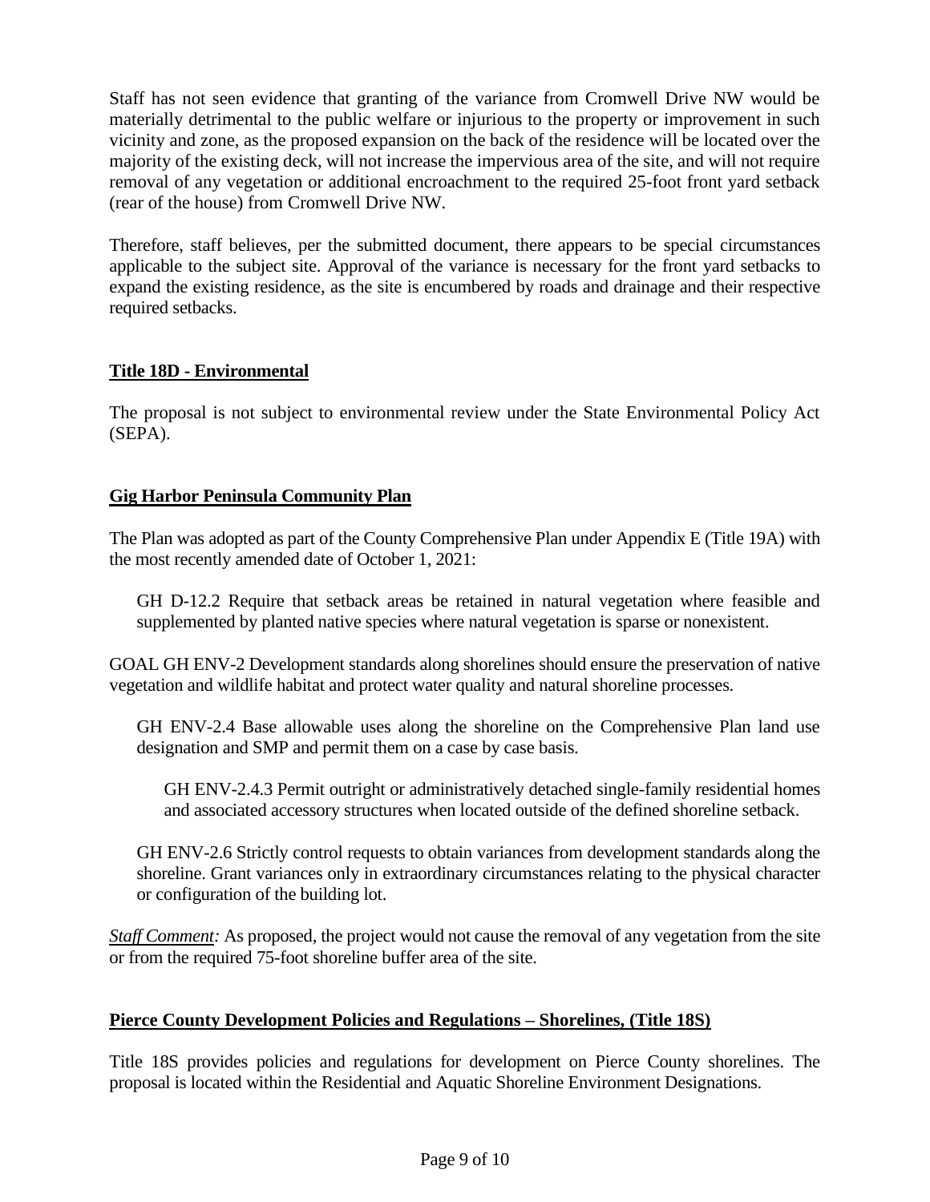Staff has not seen evidence that granting of the variance from Cromwell Drive NW would be materially detrimental to the public welfare or injurious to the property or improvement in such vicinity and zone, as the proposed expansion on the back of the residence will be located over the majority of the existing deck, will not increase the impervious area of the site, and will not require removal of any vegetation or additional encroachment to the required 25-foot front yard setback (rear of the house) from Cromwell Drive NW.

Therefore, staff believes, per the submitted document, there appears to be special circumstances applicable to the subject site. Approval of the variance is necessary for the front yard setbacks to expand the existing residence, as the site is encumbered by roads and drainage and their respective required setbacks.

## Title 18D - Environmental

The proposal is not subject to environmental review under the State Environmental Policy Act (SEPA).

## Gig Harbor Peninsula Community Plan

The Plan was adopted as part of the County Comprehensive Plan under Appendix E (Title 19A) with the most recently amended date of October 1, 2021:

> GH D-12.2 Require that setback areas be retained in natural vegetation where feasible and supplemented by planted native species where natural vegetation is sparse or nonexistent.

GOAL GH ENV-2 Development standards along shorelines should ensure the preservation of native vegetation and wildlife habitat and protect water quality and natural shoreline processes.

> GH ENV-2.4 Base allowable uses along the shoreline on the Comprehensive Plan land use designation and SMP and permit them on a case by case basis.
>
> > GH ENV-2.4.3 Permit outright or administratively detached single-family residential homes and associated accessory structures when located outside of the defined shoreline setback.
>
> GH ENV-2.6 Strictly control requests to obtain variances from development standards along the shoreline. Grant variances only in extraordinary circumstances relating to the physical character or configuration of the building lot.

*Staff Comment:* As proposed, the project would not cause the removal of any vegetation from the site or from the required 75-foot shoreline buffer area of the site.

## Pierce County Development Policies and Regulations – Shorelines, (Title 18S)

Title 18S provides policies and regulations for development on Pierce County shorelines. The proposal is located within the Residential and Aquatic Shoreline Environment Designations.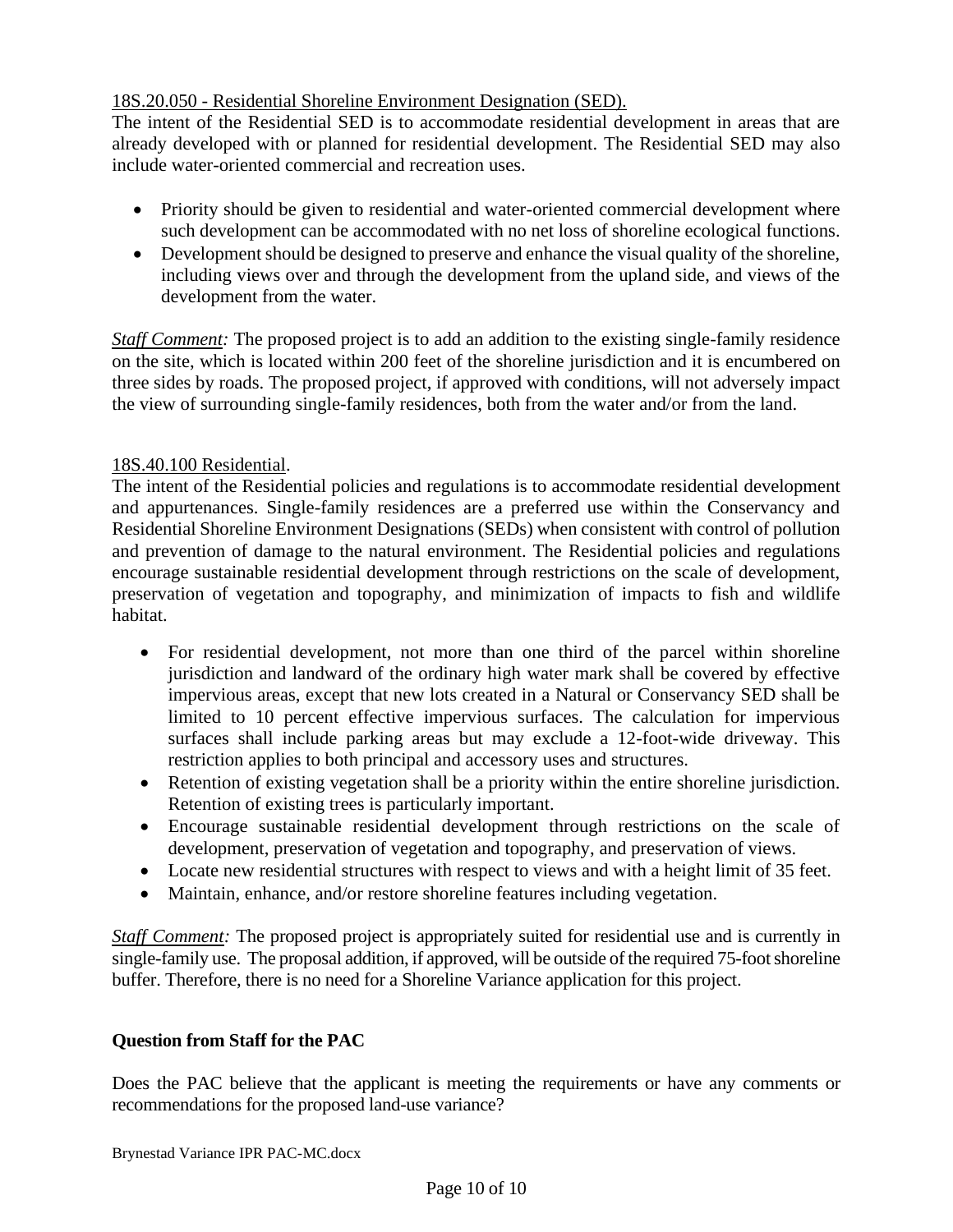<u>18S.20.050 - Residential Shoreline Environment Designation (SED).</u>

The intent of the Residential SED is to accommodate residential development in areas that are already developed with or planned for residential development. The Residential SED may also include water-oriented commercial and recreation uses.

- Priority should be given to residential and water-oriented commercial development where such development can be accommodated with no net loss of shoreline ecological functions.
- Development should be designed to preserve and enhance the visual quality of the shoreline, including views over and through the development from the upland side, and views of the development from the water.

*<u>Staff Comment</u>:* The proposed project is to add an addition to the existing single-family residence on the site, which is located within 200 feet of the shoreline jurisdiction and it is encumbered on three sides by roads. The proposed project, if approved with conditions, will not adversely impact the view of surrounding single-family residences, both from the water and/or from the land.

<u>18S.40.100 Residential</u>.

The intent of the Residential policies and regulations is to accommodate residential development and appurtenances. Single-family residences are a preferred use within the Conservancy and Residential Shoreline Environment Designations (SEDs) when consistent with control of pollution and prevention of damage to the natural environment. The Residential policies and regulations encourage sustainable residential development through restrictions on the scale of development, preservation of vegetation and topography, and minimization of impacts to fish and wildlife habitat.

- For residential development, not more than one third of the parcel within shoreline jurisdiction and landward of the ordinary high water mark shall be covered by effective impervious areas, except that new lots created in a Natural or Conservancy SED shall be limited to 10 percent effective impervious surfaces. The calculation for impervious surfaces shall include parking areas but may exclude a 12-foot-wide driveway. This restriction applies to both principal and accessory uses and structures.
- Retention of existing vegetation shall be a priority within the entire shoreline jurisdiction. Retention of existing trees is particularly important.
- Encourage sustainable residential development through restrictions on the scale of development, preservation of vegetation and topography, and preservation of views.
- Locate new residential structures with respect to views and with a height limit of 35 feet.
- Maintain, enhance, and/or restore shoreline features including vegetation.

*<u>Staff Comment</u>:* The proposed project is appropriately suited for residential use and is currently in single-family use. The proposal addition, if approved, will be outside of the required 75-foot shoreline buffer. Therefore, there is no need for a Shoreline Variance application for this project.

**Question from Staff for the PAC**

Does the PAC believe that the applicant is meeting the requirements or have any comments or recommendations for the proposed land-use variance?

Brynestad Variance IPR PAC-MC.docx